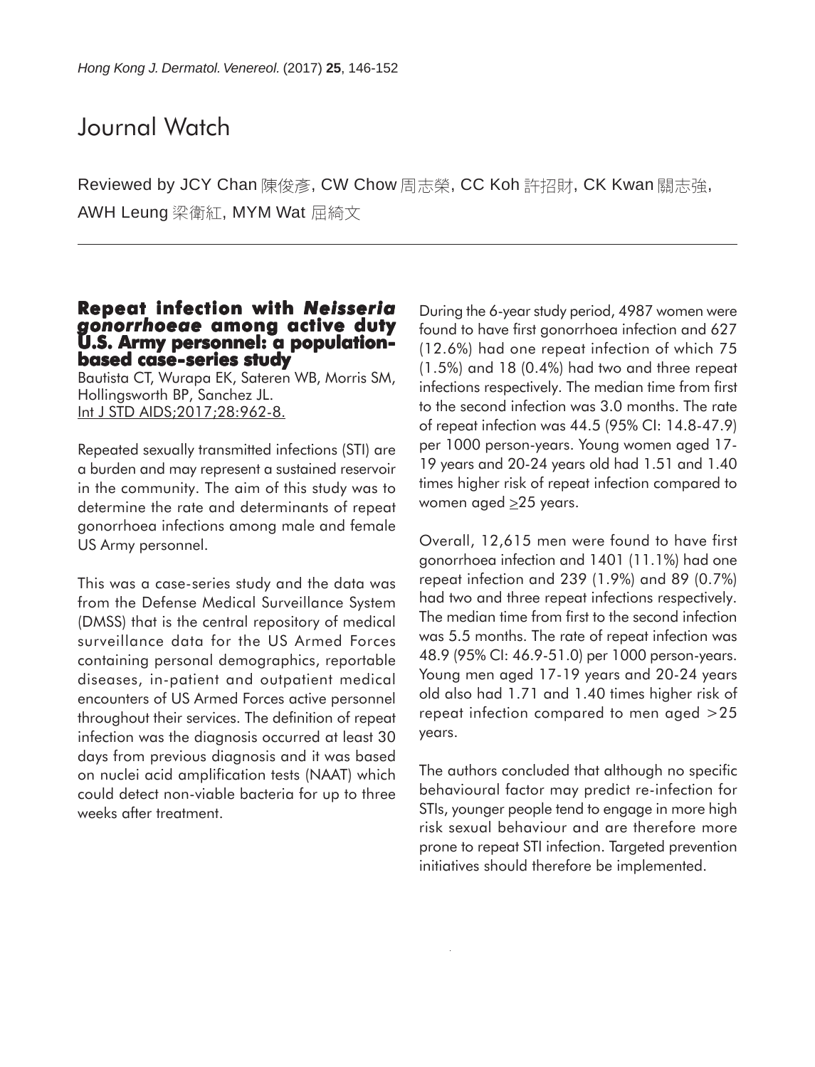# Journal Watch

Reviewed by JCY Chan 陳俊彥, CW Chow 周志榮, CC Koh 許招財, CK Kwan 關志強, AWH Leung 梁衛紅, MYM Wat 屈綺文

---

## Repeat infection with *Neisseria gonorrhoeae* among active duty U.S. Army personnel: a population-based case-series study

Bautista CT, Wurapa EK, Sateren WB, Morris SM, Hollingsworth BP, Sanchez JL.
Int J STD AIDS;2017;28:962-8.

Repeated sexually transmitted infections (STI) are a burden and may represent a sustained reservoir in the community. The aim of this study was to determine the rate and determinants of repeat gonorrhoea infections among male and female US Army personnel.

This was a case-series study and the data was from the Defense Medical Surveillance System (DMSS) that is the central repository of medical surveillance data for the US Armed Forces containing personal demographics, reportable diseases, in-patient and outpatient medical encounters of US Armed Forces active personnel throughout their services. The definition of repeat infection was the diagnosis occurred at least 30 days from previous diagnosis and it was based on nuclei acid amplification tests (NAAT) which could detect non-viable bacteria for up to three weeks after treatment.

During the 6-year study period, 4987 women were found to have first gonorrhoea infection and 627 (12.6%) had one repeat infection of which 75 (1.5%) and 18 (0.4%) had two and three repeat infections respectively. The median time from first to the second infection was 3.0 months. The rate of repeat infection was 44.5 (95% CI: 14.8-47.9) per 1000 person-years. Young women aged 17-19 years and 20-24 years old had 1.51 and 1.40 times higher risk of repeat infection compared to women aged ≥25 years.

Overall, 12,615 men were found to have first gonorrhoea infection and 1401 (11.1%) had one repeat infection and 239 (1.9%) and 89 (0.7%) had two and three repeat infections respectively. The median time from first to the second infection was 5.5 months. The rate of repeat infection was 48.9 (95% CI: 46.9-51.0) per 1000 person-years. Young men aged 17-19 years and 20-24 years old also had 1.71 and 1.40 times higher risk of repeat infection compared to men aged >25 years.

The authors concluded that although no specific behavioural factor may predict re-infection for STIs, younger people tend to engage in more high risk sexual behaviour and are therefore more prone to repeat STI infection. Targeted prevention initiatives should therefore be implemented.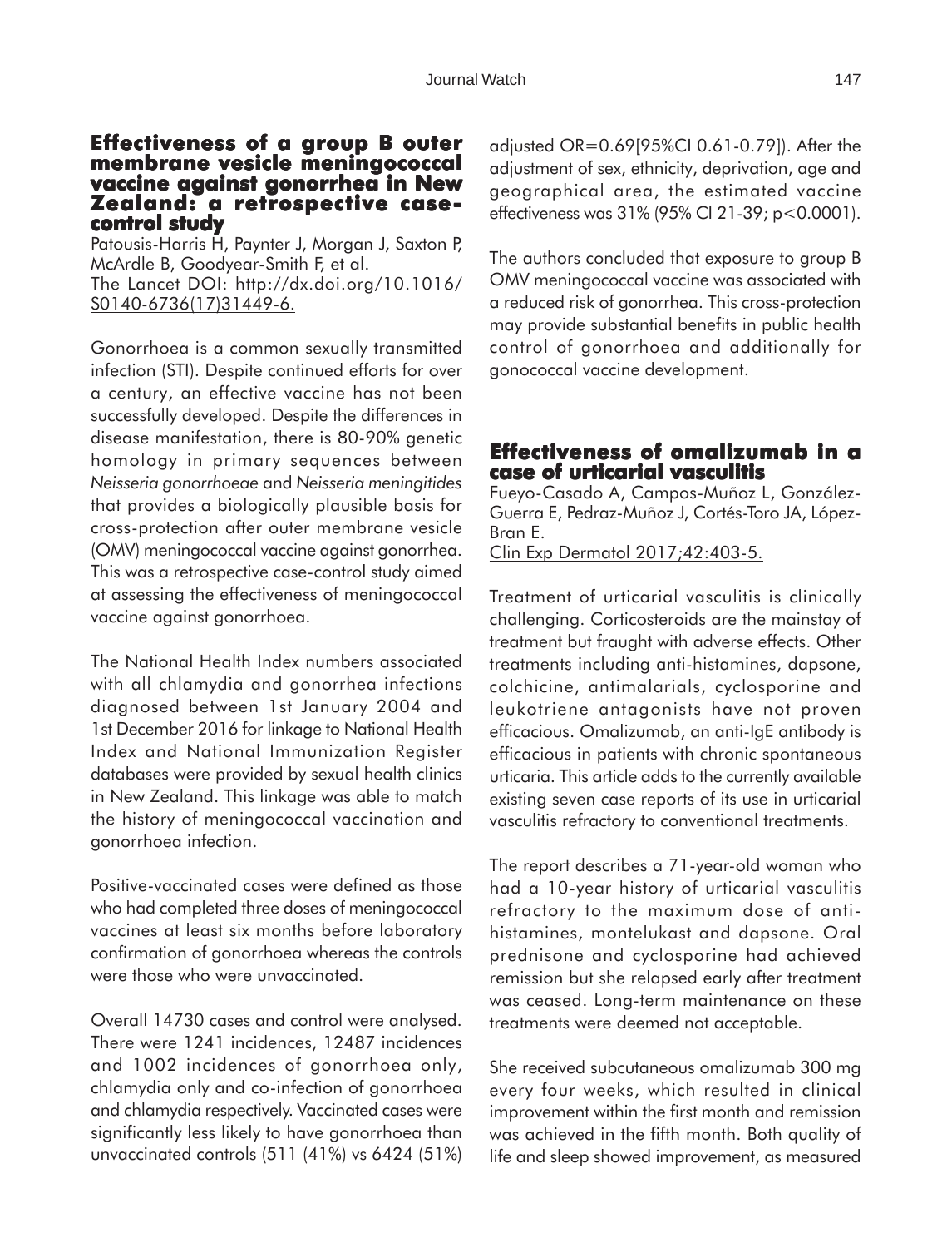## Effectiveness of a group B outer membrane vesicle meningococcal vaccine against gonorrhea in New Zealand: a retrospective case-control study

Patousis-Harris H, Paynter J, Morgan J, Saxton P, McArdle B, Goodyear-Smith F, et al.
The Lancet DOI: http://dx.doi.org/10.1016/S0140-6736(17)31449-6.

Gonorrhoea is a common sexually transmitted infection (STI). Despite continued efforts for over a century, an effective vaccine has not been successfully developed. Despite the differences in disease manifestation, there is 80-90% genetic homology in primary sequences between *Neisseria gonorrhoeae* and *Neisseria meningitides* that provides a biologically plausible basis for cross-protection after outer membrane vesicle (OMV) meningococcal vaccine against gonorrhea. This was a retrospective case-control study aimed at assessing the effectiveness of meningococcal vaccine against gonorrhoea.

The National Health Index numbers associated with all chlamydia and gonorrhea infections diagnosed between 1st January 2004 and 1st December 2016 for linkage to National Health Index and National Immunization Register databases were provided by sexual health clinics in New Zealand. This linkage was able to match the history of meningococcal vaccination and gonorrhoea infection.

Positive-vaccinated cases were defined as those who had completed three doses of meningococcal vaccines at least six months before laboratory confirmation of gonorrhoea whereas the controls were those who were unvaccinated.

Overall 14730 cases and control were analysed. There were 1241 incidences, 12487 incidences and 1002 incidences of gonorrhoea only, chlamydia only and co-infection of gonorrhoea and chlamydia respectively. Vaccinated cases were significantly less likely to have gonorrhoea than unvaccinated controls (511 (41%) vs 6424 (51%) adjusted OR=0.69[95%CI 0.61-0.79]). After the adjustment of sex, ethnicity, deprivation, age and geographical area, the estimated vaccine effectiveness was 31% (95% CI 21-39; $p<0.0001$).

The authors concluded that exposure to group B OMV meningococcal vaccine was associated with a reduced risk of gonorrhea. This cross-protection may provide substantial benefits in public health control of gonorrhoea and additionally for gonococcal vaccine development.

## Effectiveness of omalizumab in a case of urticarial vasculitis

Fueyo-Casado A, Campos-Muñoz L, González-Guerra E, Pedraz-Muñoz J, Cortés-Toro JA, López-Bran E.
Clin Exp Dermatol 2017;42:403-5.

Treatment of urticarial vasculitis is clinically challenging. Corticosteroids are the mainstay of treatment but fraught with adverse effects. Other treatments including anti-histamines, dapsone, colchicine, antimalarials, cyclosporine and leukotriene antagonists have not proven efficacious. Omalizumab, an anti-IgE antibody is efficacious in patients with chronic spontaneous urticaria. This article adds to the currently available existing seven case reports of its use in urticarial vasculitis refractory to conventional treatments.

The report describes a 71-year-old woman who had a 10-year history of urticarial vasculitis refractory to the maximum dose of anti-histamines, montelukast and dapsone. Oral prednisone and cyclosporine had achieved remission but she relapsed early after treatment was ceased. Long-term maintenance on these treatments were deemed not acceptable.

She received subcutaneous omalizumab 300 mg every four weeks, which resulted in clinical improvement within the first month and remission was achieved in the fifth month. Both quality of life and sleep showed improvement, as measured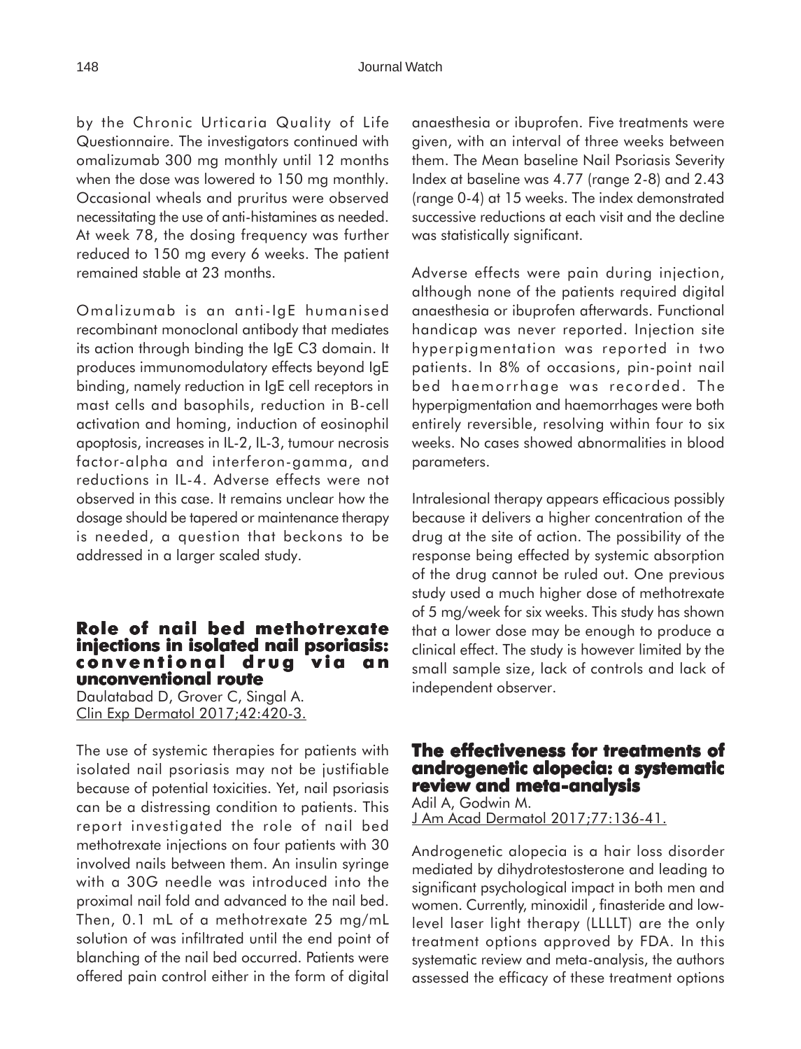by the Chronic Urticaria Quality of Life Questionnaire. The investigators continued with omalizumab 300 mg monthly until 12 months when the dose was lowered to 150 mg monthly. Occasional wheals and pruritus were observed necessitating the use of anti-histamines as needed. At week 78, the dosing frequency was further reduced to 150 mg every 6 weeks. The patient remained stable at 23 months.

Omalizumab is an anti-IgE humanised recombinant monoclonal antibody that mediates its action through binding the IgE C3 domain. It produces immunomodulatory effects beyond IgE binding, namely reduction in IgE cell receptors in mast cells and basophils, reduction in B-cell activation and homing, induction of eosinophil apoptosis, increases in IL-2, IL-3, tumour necrosis factor-alpha and interferon-gamma, and reductions in IL-4. Adverse effects were not observed in this case. It remains unclear how the dosage should be tapered or maintenance therapy is needed, a question that beckons to be addressed in a larger scaled study.

## Role of nail bed methotrexate injections in isolated nail psoriasis: conventional drug via an unconventional route

Daulatabad D, Grover C, Singal A.
Clin Exp Dermatol 2017;42:420-3.

The use of systemic therapies for patients with isolated nail psoriasis may not be justifiable because of potential toxicities. Yet, nail psoriasis can be a distressing condition to patients. This report investigated the role of nail bed methotrexate injections on four patients with 30 involved nails between them. An insulin syringe with a 30G needle was introduced into the proximal nail fold and advanced to the nail bed. Then, 0.1 mL of a methotrexate 25 mg/mL solution of was infiltrated until the end point of blanching of the nail bed occurred. Patients were offered pain control either in the form of digital anaesthesia or ibuprofen. Five treatments were given, with an interval of three weeks between them. The Mean baseline Nail Psoriasis Severity Index at baseline was 4.77 (range 2-8) and 2.43 (range 0-4) at 15 weeks. The index demonstrated successive reductions at each visit and the decline was statistically significant.

Adverse effects were pain during injection, although none of the patients required digital anaesthesia or ibuprofen afterwards. Functional handicap was never reported. Injection site hyperpigmentation was reported in two patients. In 8% of occasions, pin-point nail bed haemorrhage was recorded. The hyperpigmentation and haemorrhages were both entirely reversible, resolving within four to six weeks. No cases showed abnormalities in blood parameters.

Intralesional therapy appears efficacious possibly because it delivers a higher concentration of the drug at the site of action. The possibility of the response being effected by systemic absorption of the drug cannot be ruled out. One previous study used a much higher dose of methotrexate of 5 mg/week for six weeks. This study has shown that a lower dose may be enough to produce a clinical effect. The study is however limited by the small sample size, lack of controls and lack of independent observer.

## The effectiveness for treatments of androgenetic alopecia: a systematic review and meta-analysis

Adil A, Godwin M.
J Am Acad Dermatol 2017;77:136-41.

Androgenetic alopecia is a hair loss disorder mediated by dihydrotestosterone and leading to significant psychological impact in both men and women. Currently, minoxidil , finasteride and low-level laser light therapy (LLLLT) are the only treatment options approved by FDA. In this systematic review and meta-analysis, the authors assessed the efficacy of these treatment options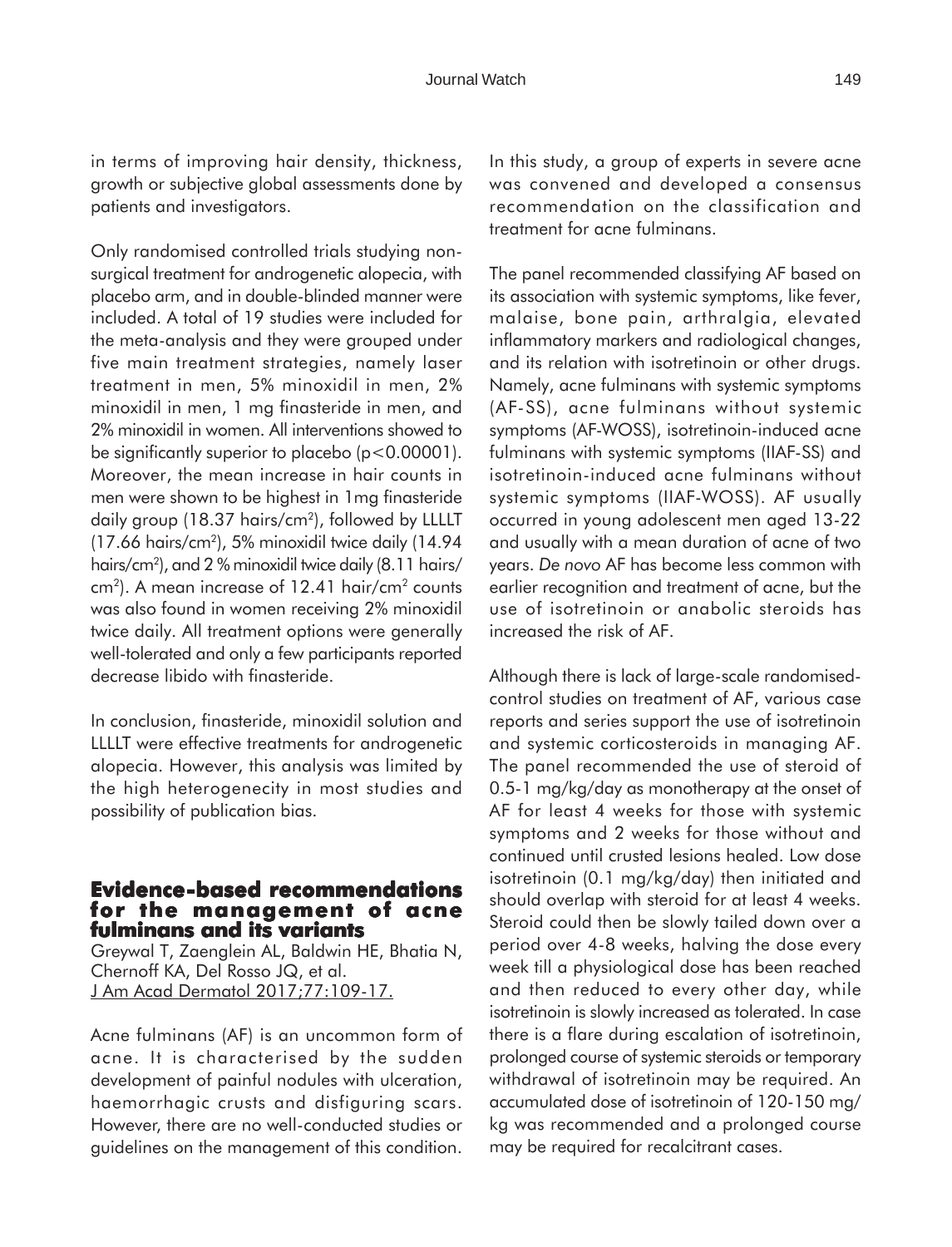in terms of improving hair density, thickness, growth or subjective global assessments done by patients and investigators.

Only randomised controlled trials studying non-surgical treatment for androgenetic alopecia, with placebo arm, and in double-blinded manner were included. A total of 19 studies were included for the meta-analysis and they were grouped under five main treatment strategies, namely laser treatment in men, 5% minoxidil in men, 2% minoxidil in men, 1 mg finasteride in men, and 2% minoxidil in women. All interventions showed to be significantly superior to placebo ($p<0.00001$). Moreover, the mean increase in hair counts in men were shown to be highest in 1mg finasteride daily group (18.37 hairs/$cm^2$), followed by LLLLT (17.66 hairs/$cm^2$), 5% minoxidil twice daily (14.94 hairs/$cm^2$), and 2 % minoxidil twice daily (8.11 hairs/$cm^2$). A mean increase of 12.41 hair/$cm^2$ counts was also found in women receiving 2% minoxidil twice daily. All treatment options were generally well-tolerated and only a few participants reported decrease libido with finasteride.

In conclusion, finasteride, minoxidil solution and LLLLT were effective treatments for androgenetic alopecia. However, this analysis was limited by the high heterogenecity in most studies and possibility of publication bias.

## Evidence-based recommendations for the management of acne fulminans and its variants

Greywal T, Zaenglein AL, Baldwin HE, Bhatia N, Chernoff KA, Del Rosso JQ, et al.
J Am Acad Dermatol 2017;77:109-17.

Acne fulminans (AF) is an uncommon form of acne. It is characterised by the sudden development of painful nodules with ulceration, haemorrhagic crusts and disfiguring scars. However, there are no well-conducted studies or guidelines on the management of this condition. In this study, a group of experts in severe acne was convened and developed a consensus recommendation on the classification and treatment for acne fulminans.

The panel recommended classifying AF based on its association with systemic symptoms, like fever, malaise, bone pain, arthralgia, elevated inflammatory markers and radiological changes, and its relation with isotretinoin or other drugs. Namely, acne fulminans with systemic symptoms (AF-SS), acne fulminans without systemic symptoms (AF-WOSS), isotretinoin-induced acne fulminans with systemic symptoms (IIAF-SS) and isotretinoin-induced acne fulminans without systemic symptoms (IIAF-WOSS). AF usually occurred in young adolescent men aged 13-22 and usually with a mean duration of acne of two years. *De novo* AF has become less common with earlier recognition and treatment of acne, but the use of isotretinoin or anabolic steroids has increased the risk of AF.

Although there is lack of large-scale randomised-control studies on treatment of AF, various case reports and series support the use of isotretinoin and systemic corticosteroids in managing AF. The panel recommended the use of steroid of 0.5-1 mg/kg/day as monotherapy at the onset of AF for least 4 weeks for those with systemic symptoms and 2 weeks for those without and continued until crusted lesions healed. Low dose isotretinoin (0.1 mg/kg/day) then initiated and should overlap with steroid for at least 4 weeks. Steroid could then be slowly tailed down over a period over 4-8 weeks, halving the dose every week till a physiological dose has been reached and then reduced to every other day, while isotretinoin is slowly increased as tolerated. In case there is a flare during escalation of isotretinoin, prolonged course of systemic steroids or temporary withdrawal of isotretinoin may be required. An accumulated dose of isotretinoin of 120-150 mg/kg was recommended and a prolonged course may be required for recalcitrant cases.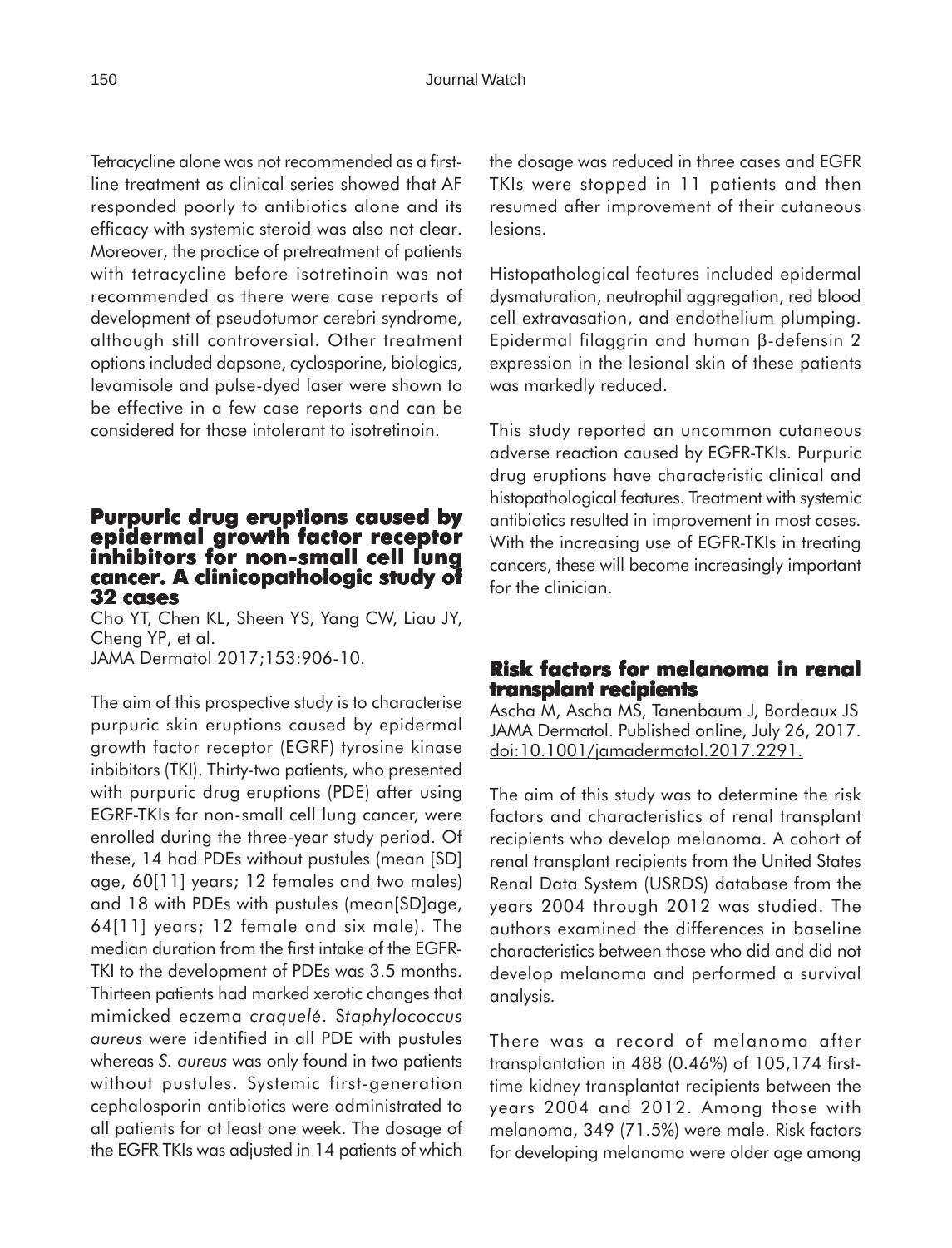Tetracycline alone was not recommended as a first-line treatment as clinical series showed that AF responded poorly to antibiotics alone and its efficacy with systemic steroid was also not clear. Moreover, the practice of pretreatment of patients with tetracycline before isotretinoin was not recommended as there were case reports of development of pseudotumor cerebri syndrome, although still controversial. Other treatment options included dapsone, cyclosporine, biologics, levamisole and pulse-dyed laser were shown to be effective in a few case reports and can be considered for those intolerant to isotretinoin.

## Purpuric drug eruptions caused by epidermal growth factor receptor inhibitors for non-small cell lung cancer. A clinicopathologic study of 32 cases

Cho YT, Chen KL, Sheen YS, Yang CW, Liau JY, Cheng YP, et al.
JAMA Dermatol 2017;153:906-10.

The aim of this prospective study is to characterise purpuric skin eruptions caused by epidermal growth factor receptor (EGRF) tyrosine kinase inbibitors (TKI). Thirty-two patients, who presented with purpuric drug eruptions (PDE) after using EGRF-TKIs for non-small cell lung cancer, were enrolled during the three-year study period. Of these, 14 had PDEs without pustules (mean [SD] age, 60[11] years; 12 females and two males) and 18 with PDEs with pustules (mean[SD]age, 64[11] years; 12 female and six male). The median duration from the first intake of the EGFR-TKI to the development of PDEs was 3.5 months. Thirteen patients had marked xerotic changes that mimicked eczema *craquelé*. *Staphylococcus aureus* were identified in all PDE with pustules whereas *S. aureus* was only found in two patients without pustules. Systemic first-generation cephalosporin antibiotics were administrated to all patients for at least one week. The dosage of the EGFR TKIs was adjusted in 14 patients of which the dosage was reduced in three cases and EGFR TKIs were stopped in 11 patients and then resumed after improvement of their cutaneous lesions.

Histopathological features included epidermal dysmaturation, neutrophil aggregation, red blood cell extravasation, and endothelium plumping. Epidermal filaggrin and human β-defensin 2 expression in the lesional skin of these patients was markedly reduced.

This study reported an uncommon cutaneous adverse reaction caused by EGFR-TKIs. Purpuric drug eruptions have characteristic clinical and histopathological features. Treatment with systemic antibiotics resulted in improvement in most cases. With the increasing use of EGFR-TKIs in treating cancers, these will become increasingly important for the clinician.

## Risk factors for melanoma in renal transplant recipients

Ascha M, Ascha MS, Tanenbaum J, Bordeaux JS
JAMA Dermatol. Published online, July 26, 2017. doi:10.1001/jamadermatol.2017.2291.

The aim of this study was to determine the risk factors and characteristics of renal transplant recipients who develop melanoma. A cohort of renal transplant recipients from the United States Renal Data System (USRDS) database from the years 2004 through 2012 was studied. The authors examined the differences in baseline characteristics between those who did and did not develop melanoma and performed a survival analysis.

There was a record of melanoma after transplantation in 488 (0.46%) of 105,174 first-time kidney transplantat recipients between the years 2004 and 2012. Among those with melanoma, 349 (71.5%) were male. Risk factors for developing melanoma were older age among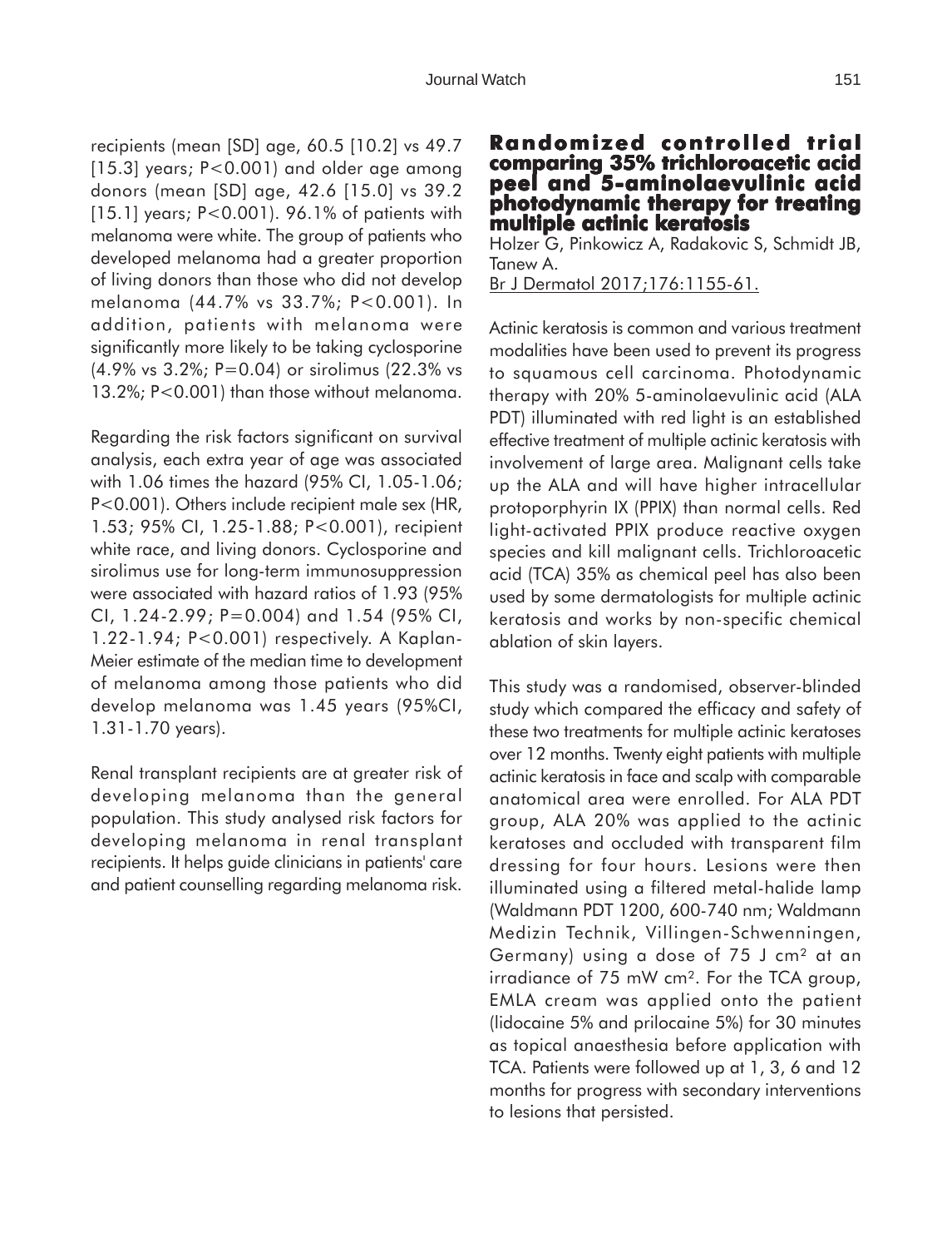recipients (mean [SD] age, 60.5 [10.2] vs 49.7 [15.3] years; P<0.001) and older age among donors (mean [SD] age, 42.6 [15.0] vs 39.2 [15.1] years; P<0.001). 96.1% of patients with melanoma were white. The group of patients who developed melanoma had a greater proportion of living donors than those who did not develop melanoma (44.7% vs 33.7%; P<0.001). In addition, patients with melanoma were significantly more likely to be taking cyclosporine (4.9% vs 3.2%; P=0.04) or sirolimus (22.3% vs 13.2%; P<0.001) than those without melanoma.

Regarding the risk factors significant on survival analysis, each extra year of age was associated with 1.06 times the hazard (95% CI, 1.05-1.06; P<0.001). Others include recipient male sex (HR, 1.53; 95% CI, 1.25-1.88; P<0.001), recipient white race, and living donors. Cyclosporine and sirolimus use for long-term immunosuppression were associated with hazard ratios of 1.93 (95% CI, 1.24-2.99; P=0.004) and 1.54 (95% CI, 1.22-1.94; P<0.001) respectively. A Kaplan-Meier estimate of the median time to development of melanoma among those patients who did develop melanoma was 1.45 years (95%CI, 1.31-1.70 years).

Renal transplant recipients are at greater risk of developing melanoma than the general population. This study analysed risk factors for developing melanoma in renal transplant recipients. It helps guide clinicians in patients' care and patient counselling regarding melanoma risk.

## Randomized controlled trial comparing 35% trichloroacetic acid peel and 5-aminolaevulinic acid photodynamic therapy for treating multiple actinic keratosis

Holzer G, Pinkowicz A, Radakovic S, Schmidt JB, Tanew A.

Br J Dermatol 2017;176:1155-61.

Actinic keratosis is common and various treatment modalities have been used to prevent its progress to squamous cell carcinoma. Photodynamic therapy with 20% 5-aminolaevulinic acid (ALA PDT) illuminated with red light is an established effective treatment of multiple actinic keratosis with involvement of large area. Malignant cells take up the ALA and will have higher intracellular protoporphyrin IX (PPIX) than normal cells. Red light-activated PPIX produce reactive oxygen species and kill malignant cells. Trichloroacetic acid (TCA) 35% as chemical peel has also been used by some dermatologists for multiple actinic keratosis and works by non-specific chemical ablation of skin layers.

This study was a randomised, observer-blinded study which compared the efficacy and safety of these two treatments for multiple actinic keratoses over 12 months. Twenty eight patients with multiple actinic keratosis in face and scalp with comparable anatomical area were enrolled. For ALA PDT group, ALA 20% was applied to the actinic keratoses and occluded with transparent film dressing for four hours. Lesions were then illuminated using a filtered metal-halide lamp (Waldmann PDT 1200, 600-740 nm; Waldmann Medizin Technik, Villingen-Schwenningen, Germany) using a dose of 75 J $cm^2$ at an irradiance of 75 mW $cm^2$. For the TCA group, EMLA cream was applied onto the patient (lidocaine 5% and prilocaine 5%) for 30 minutes as topical anaesthesia before application with TCA. Patients were followed up at 1, 3, 6 and 12 months for progress with secondary interventions to lesions that persisted.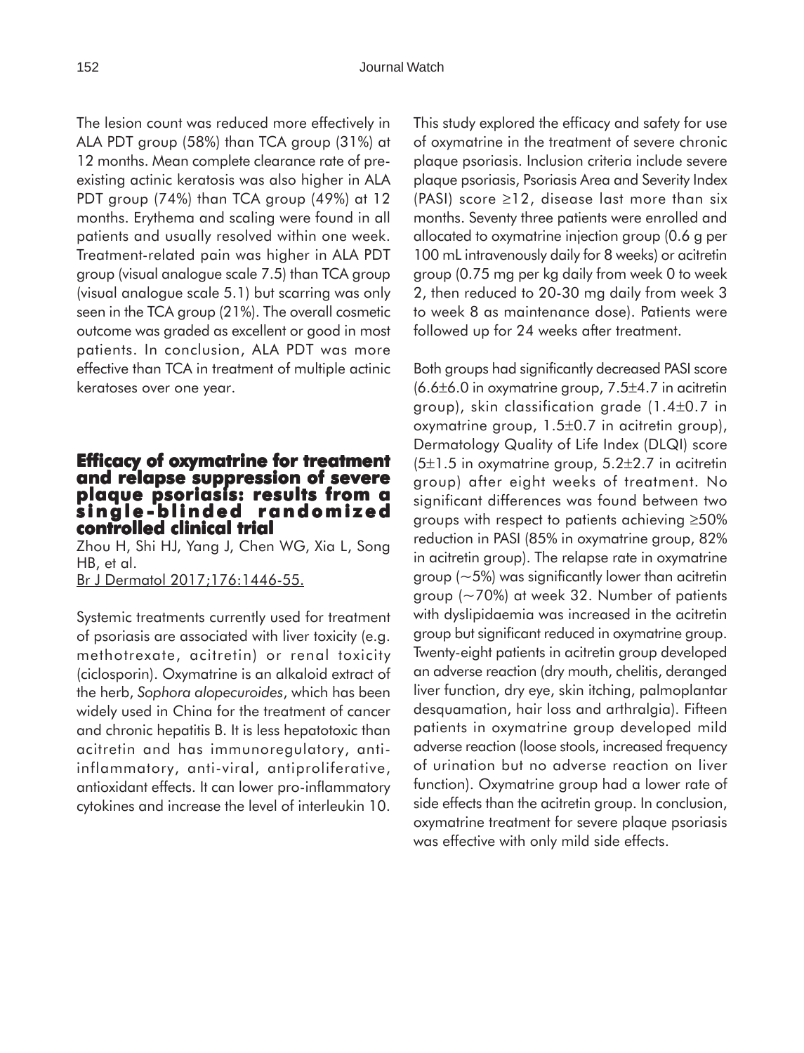The lesion count was reduced more effectively in ALA PDT group (58%) than TCA group (31%) at 12 months. Mean complete clearance rate of pre-existing actinic keratosis was also higher in ALA PDT group (74%) than TCA group (49%) at 12 months. Erythema and scaling were found in all patients and usually resolved within one week. Treatment-related pain was higher in ALA PDT group (visual analogue scale 7.5) than TCA group (visual analogue scale 5.1) but scarring was only seen in the TCA group (21%). The overall cosmetic outcome was graded as excellent or good in most patients. In conclusion, ALA PDT was more effective than TCA in treatment of multiple actinic keratoses over one year.

## Efficacy of oxymatrine for treatment and relapse suppression of severe plaque psoriasis: results from a single-blinded randomized controlled clinical trial

Zhou H, Shi HJ, Yang J, Chen WG, Xia L, Song HB, et al.

Br J Dermatol 2017;176:1446-55.

Systemic treatments currently used for treatment of psoriasis are associated with liver toxicity (e.g. methotrexate, acitretin) or renal toxicity (ciclosporin). Oxymatrine is an alkaloid extract of the herb, *Sophora alopecuroides*, which has been widely used in China for the treatment of cancer and chronic hepatitis B. It is less hepatotoxic than acitretin and has immunoregulatory, anti-inflammatory, anti-viral, antiproliferative, antioxidant effects. It can lower pro-inflammatory cytokines and increase the level of interleukin 10.

This study explored the efficacy and safety for use of oxymatrine in the treatment of severe chronic plaque psoriasis. Inclusion criteria include severe plaque psoriasis, Psoriasis Area and Severity Index (PASI) score ≥12, disease last more than six months. Seventy three patients were enrolled and allocated to oxymatrine injection group (0.6 g per 100 mL intravenously daily for 8 weeks) or acitretin group (0.75 mg per kg daily from week 0 to week 2, then reduced to 20-30 mg daily from week 3 to week 8 as maintenance dose). Patients were followed up for 24 weeks after treatment.

Both groups had significantly decreased PASI score ($6.6 \pm 6.0$ in oxymatrine group, $7.5 \pm 4.7$ in acitretin group), skin classification grade ($1.4 \pm 0.7$ in oxymatrine group, $1.5 \pm 0.7$ in acitretin group), Dermatology Quality of Life Index (DLQI) score ($5 \pm 1.5$ in oxymatrine group, $5.2 \pm 2.7$ in acitretin group) after eight weeks of treatment. No significant differences was found between two groups with respect to patients achieving ≥50% reduction in PASI (85% in oxymatrine group, 82% in acitretin group). The relapse rate in oxymatrine group (~5%) was significantly lower than acitretin group (~70%) at week 32. Number of patients with dyslipidaemia was increased in the acitretin group but significant reduced in oxymatrine group. Twenty-eight patients in acitretin group developed an adverse reaction (dry mouth, chelitis, deranged liver function, dry eye, skin itching, palmoplantar desquamation, hair loss and arthralgia). Fifteen patients in oxymatrine group developed mild adverse reaction (loose stools, increased frequency of urination but no adverse reaction on liver function). Oxymatrine group had a lower rate of side effects than the acitretin group. In conclusion, oxymatrine treatment for severe plaque psoriasis was effective with only mild side effects.